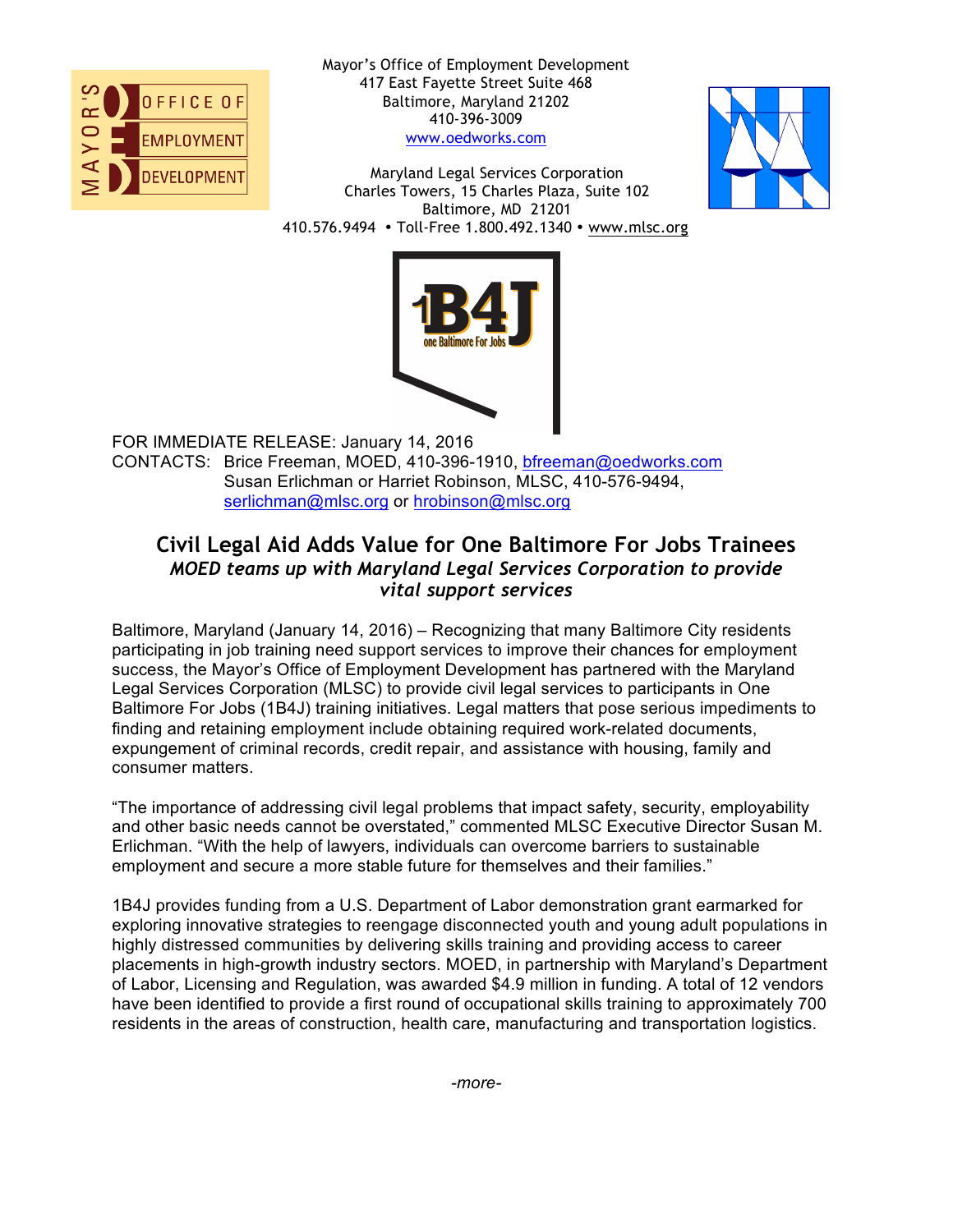Mayor's Office of Employment Development
417 East Fayette Street Suite 468
Baltimore, Maryland 21202
410-396-3009
www.oedworks.com

Maryland Legal Services Corporation
Charles Towers, 15 Charles Plaza, Suite 102
Baltimore, MD 21201
410.576.9494 • Toll-Free 1.800.492.1340 • www.mlsc.org

FOR IMMEDIATE RELEASE: January 14, 2016
CONTACTS: Brice Freeman, MOED, 410-396-1910, bfreeman@oedworks.com
Susan Erlichman or Harriet Robinson, MLSC, 410-576-9494, serlichman@mlsc.org or hrobinson@mlsc.org

# Civil Legal Aid Adds Value for One Baltimore For Jobs Trainees

***MOED teams up with Maryland Legal Services Corporation to provide vital support services***

Baltimore, Maryland (January 14, 2016) – Recognizing that many Baltimore City residents participating in job training need support services to improve their chances for employment success, the Mayor's Office of Employment Development has partnered with the Maryland Legal Services Corporation (MLSC) to provide civil legal services to participants in One Baltimore For Jobs (1B4J) training initiatives. Legal matters that pose serious impediments to finding and retaining employment include obtaining required work-related documents, expungement of criminal records, credit repair, and assistance with housing, family and consumer matters.

"The importance of addressing civil legal problems that impact safety, security, employability and other basic needs cannot be overstated," commented MLSC Executive Director Susan M. Erlichman. "With the help of lawyers, individuals can overcome barriers to sustainable employment and secure a more stable future for themselves and their families."

1B4J provides funding from a U.S. Department of Labor demonstration grant earmarked for exploring innovative strategies to reengage disconnected youth and young adult populations in highly distressed communities by delivering skills training and providing access to career placements in high-growth industry sectors. MOED, in partnership with Maryland's Department of Labor, Licensing and Regulation, was awarded $4.9 million in funding. A total of 12 vendors have been identified to provide a first round of occupational skills training to approximately 700 residents in the areas of construction, health care, manufacturing and transportation logistics.

*-more-*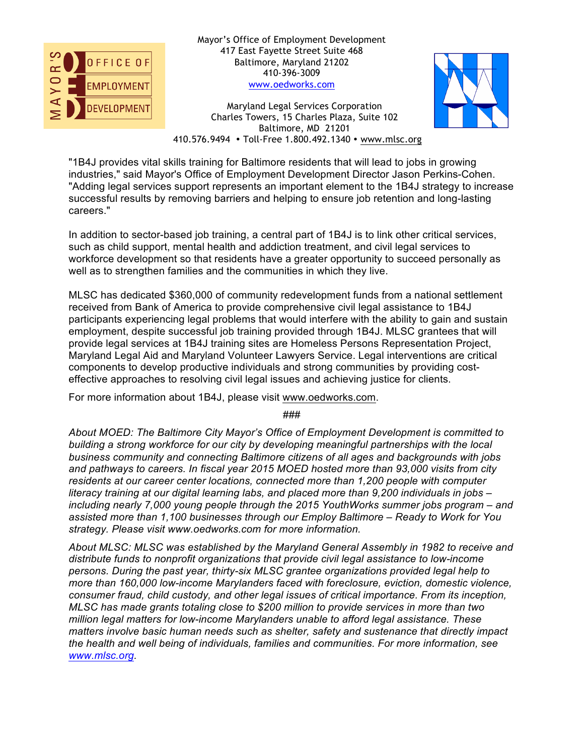Mayor's Office of Employment Development
417 East Fayette Street Suite 468
Baltimore, Maryland 21202
410-396-3009
www.oedworks.com

Maryland Legal Services Corporation
Charles Towers, 15 Charles Plaza, Suite 102
Baltimore, MD 21201
410.576.9494 • Toll-Free 1.800.492.1340 • www.mlsc.org

"1B4J provides vital skills training for Baltimore residents that will lead to jobs in growing industries," said Mayor's Office of Employment Development Director Jason Perkins-Cohen. "Adding legal services support represents an important element to the 1B4J strategy to increase successful results by removing barriers and helping to ensure job retention and long-lasting careers."

In addition to sector-based job training, a central part of 1B4J is to link other critical services, such as child support, mental health and addiction treatment, and civil legal services to workforce development so that residents have a greater opportunity to succeed personally as well as to strengthen families and the communities in which they live.

MLSC has dedicated $360,000 of community redevelopment funds from a national settlement received from Bank of America to provide comprehensive civil legal assistance to 1B4J participants experiencing legal problems that would interfere with the ability to gain and sustain employment, despite successful job training provided through 1B4J. MLSC grantees that will provide legal services at 1B4J training sites are Homeless Persons Representation Project, Maryland Legal Aid and Maryland Volunteer Lawyers Service. Legal interventions are critical components to develop productive individuals and strong communities by providing cost-effective approaches to resolving civil legal issues and achieving justice for clients.

For more information about 1B4J, please visit www.oedworks.com.

###

*About MOED: The Baltimore City Mayor's Office of Employment Development is committed to building a strong workforce for our city by developing meaningful partnerships with the local business community and connecting Baltimore citizens of all ages and backgrounds with jobs and pathways to careers. In fiscal year 2015 MOED hosted more than 93,000 visits from city residents at our career center locations, connected more than 1,200 people with computer literacy training at our digital learning labs, and placed more than 9,200 individuals in jobs – including nearly 7,000 young people through the 2015 YouthWorks summer jobs program – and assisted more than 1,100 businesses through our Employ Baltimore – Ready to Work for You strategy. Please visit www.oedworks.com for more information.*

*About MLSC: MLSC was established by the Maryland General Assembly in 1982 to receive and distribute funds to nonprofit organizations that provide civil legal assistance to low-income persons. During the past year, thirty-six MLSC grantee organizations provided legal help to more than 160,000 low-income Marylanders faced with foreclosure, eviction, domestic violence, consumer fraud, child custody, and other legal issues of critical importance. From its inception, MLSC has made grants totaling close to $200 million to provide services in more than two million legal matters for low-income Marylanders unable to afford legal assistance. These matters involve basic human needs such as shelter, safety and sustenance that directly impact the health and well being of individuals, families and communities. For more information, see www.mlsc.org.*